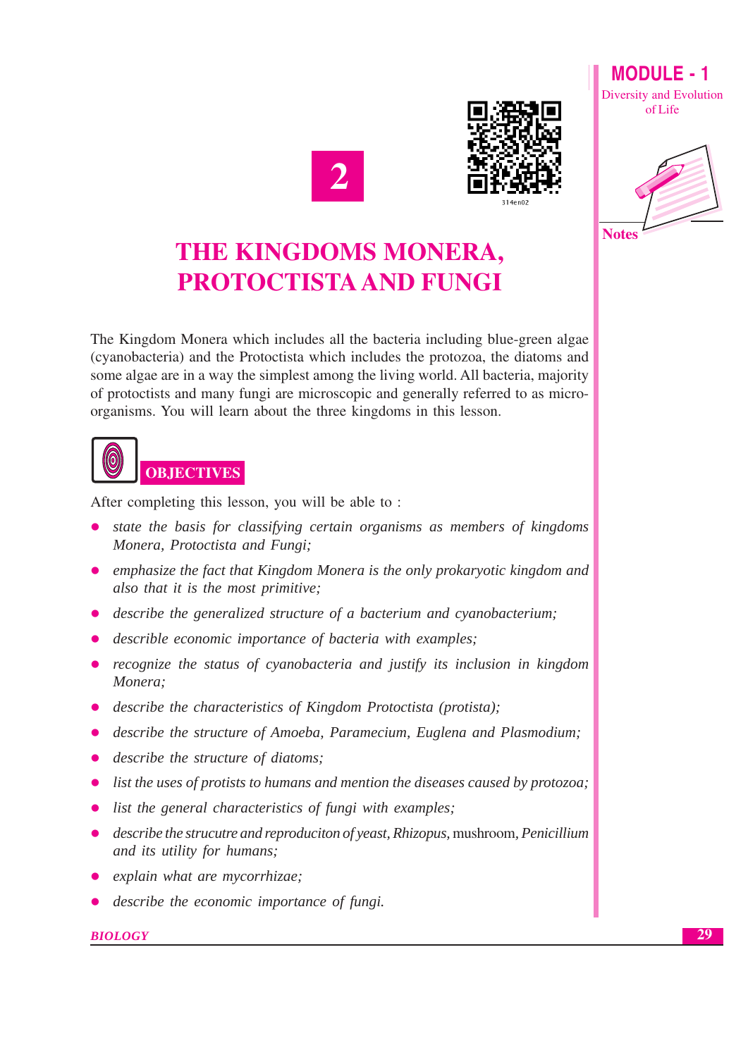# 2

# THE KINGDOMS MONERA, PROTOCTISTA AND FUNGI

The Kingdom Monera which includes all the bacteria including blue-green algae (cyanobacteria) and the Protoctista which includes the protozoa, the diatoms and some algae are in a way the simplest among the living world. All bacteria, majority of protoctists and many fungi are microscopic and generally referred to as micro-organisms. You will learn about the three kingdoms in this lesson.

## OBJECTIVES

After completing this lesson, you will be able to :

- *state the basis for classifying certain organisms as members of kingdoms Monera, Protoctista and Fungi;*
- *emphasize the fact that Kingdom Monera is the only prokaryotic kingdom and also that it is the most primitive;*
- *describe the generalized structure of a bacterium and cyanobacterium;*
- *describle economic importance of bacteria with examples;*
- *recognize the status of cyanobacteria and justify its inclusion in kingdom Monera;*
- *describe the characteristics of Kingdom Protoctista (protista);*
- *describe the structure of Amoeba, Paramecium, Euglena and Plasmodium;*
- *describe the structure of diatoms;*
- *list the uses of protists to humans and mention the diseases caused by protozoa;*
- *list the general characteristics of fungi with examples;*
- *describe the strucutre and reproduciton of yeast, Rhizopus,* mushroom, *Penicillium and its utility for humans;*
- *explain what are mycorrhizae;*
- *describe the economic importance of fungi.*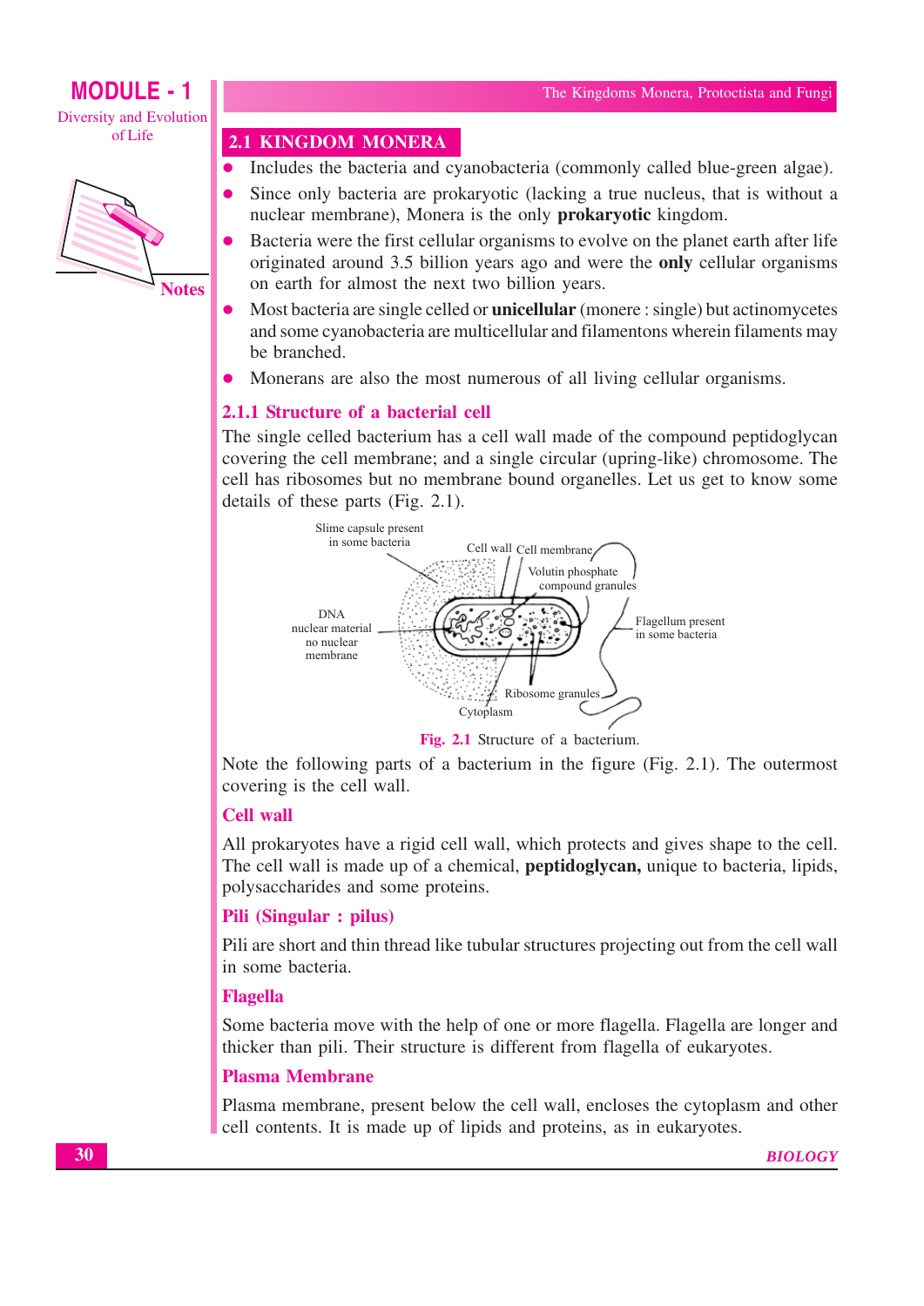## 2.1 KINGDOM MONERA

- Includes the bacteria and cyanobacteria (commonly called blue-green algae).
- Since only bacteria are prokaryotic (lacking a true nucleus, that is without a nuclear membrane), Monera is the only **prokaryotic** kingdom.
- Bacteria were the first cellular organisms to evolve on the planet earth after life originated around 3.5 billion years ago and were the **only** cellular organisms on earth for almost the next two billion years.
- Most bacteria are single celled or **unicellular** (monere : single) but actinomycetes and some cyanobacteria are multicellular and filamentons wherein filaments may be branched.
- Monerans are also the most numerous of all living cellular organisms.

### 2.1.1 Structure of a bacterial cell

The single celled bacterium has a cell wall made of the compound peptidoglycan covering the cell membrane; and a single circular (upring-like) chromosome. The cell has ribosomes but no membrane bound organelles. Let us get to know some details of these parts (Fig. 2.1).

Slime capsule present in some bacteria; Cell wall; Cell membrane; Volutin phosphate compound granules; DNA nuclear material no nuclear membrane; Flagellum present in some bacteria; Ribosome granules; Cytoplasm

**Fig. 2.1** Structure of a bacterium.

Note the following parts of a bacterium in the figure (Fig. 2.1). The outermost covering is the cell wall.

#### Cell wall

All prokaryotes have a rigid cell wall, which protects and gives shape to the cell. The cell wall is made up of a chemical, **peptidoglycan,** unique to bacteria, lipids, polysaccharides and some proteins.

#### Pili (Singular : pilus)

Pili are short and thin thread like tubular structures projecting out from the cell wall in some bacteria.

#### Flagella

Some bacteria move with the help of one or more flagella. Flagella are longer and thicker than pili. Their structure is different from flagella of eukaryotes.

#### Plasma Membrane

Plasma membrane, present below the cell wall, encloses the cytoplasm and other cell contents. It is made up of lipids and proteins, as in eukaryotes.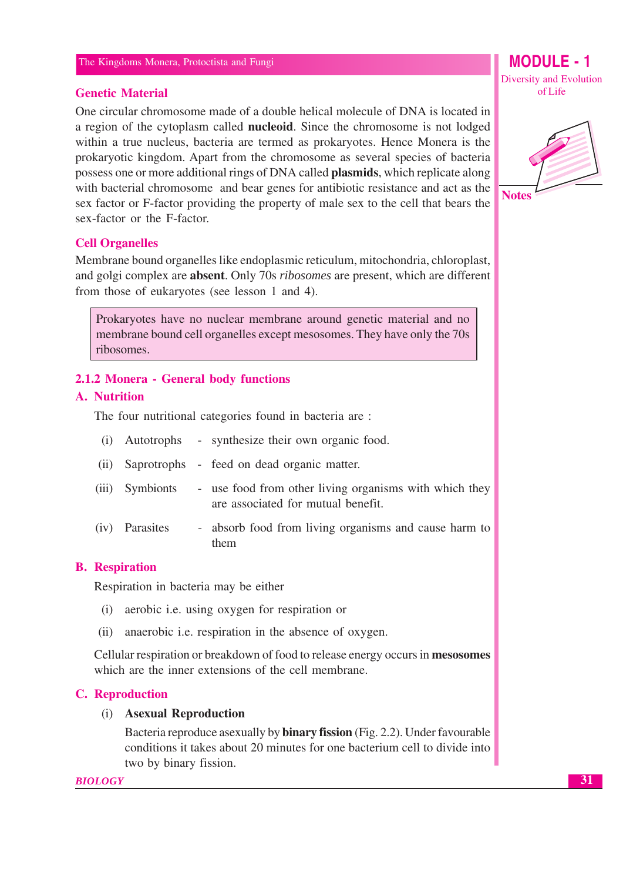## Genetic Material

One circular chromosome made of a double helical molecule of DNA is located in a region of the cytoplasm called **nucleoid**. Since the chromosome is not lodged within a true nucleus, bacteria are termed as prokaryotes. Hence Monera is the prokaryotic kingdom. Apart from the chromosome as several species of bacteria possess one or more additional rings of DNA called **plasmids**, which replicate along with bacterial chromosome and bear genes for antibiotic resistance and act as the sex factor or F-factor providing the property of male sex to the cell that bears the sex-factor or the F-factor.

## Cell Organelles

Membrane bound organelles like endoplasmic reticulum, mitochondria, chloroplast, and golgi complex are **absent**. Only 70s *ribosomes* are present, which are different from those of eukaryotes (see lesson 1 and 4).

> Prokaryotes have no nuclear membrane around genetic material and no membrane bound cell organelles except mesosomes. They have only the 70s ribosomes.

## 2.1.2 Monera - General body functions

### A. Nutrition

The four nutritional categories found in bacteria are :

(i) Autotrophs - synthesize their own organic food.

(ii) Saprotrophs - feed on dead organic matter.

(iii) Symbionts - use food from other living organisms with which they are associated for mutual benefit.

(iv) Parasites - absorb food from living organisms and cause harm to them

### B. Respiration

Respiration in bacteria may be either

(i) aerobic i.e. using oxygen for respiration or

(ii) anaerobic i.e. respiration in the absence of oxygen.

Cellular respiration or breakdown of food to release energy occurs in **mesosomes** which are the inner extensions of the cell membrane.

### C. Reproduction

(i) **Asexual Reproduction**

Bacteria reproduce asexually by **binary fission** (Fig. 2.2). Under favourable conditions it takes about 20 minutes for one bacterium cell to divide into two by binary fission.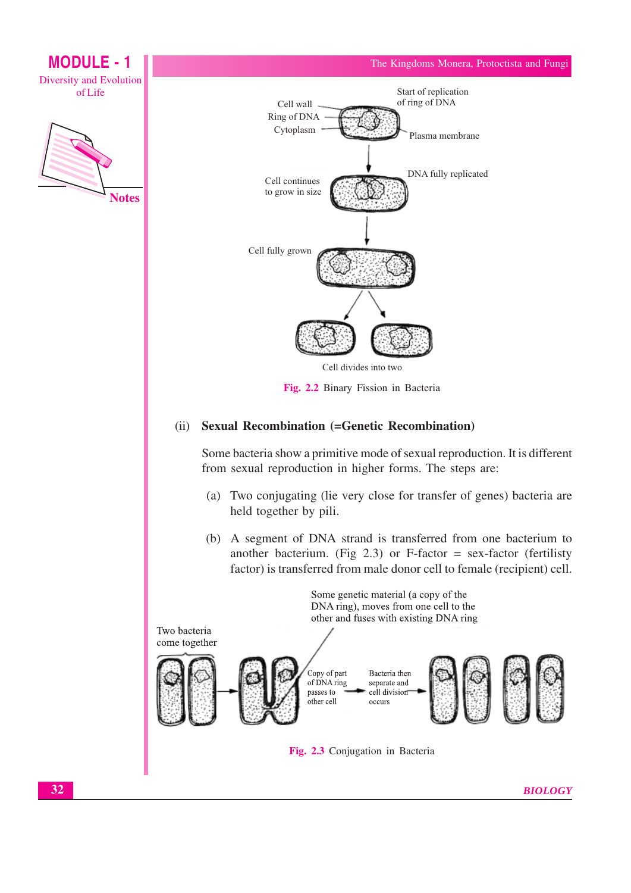Cell wall

Ring of DNA

Cytoplasm

Start of replication of ring of DNA

Plasma membrane

Cell continues to grow in size

DNA fully replicated

Cell fully grown

Cell divides into two

**Fig. 2.2** Binary Fission in Bacteria

(ii) **Sexual Recombination (=Genetic Recombination)**

Some bacteria show a primitive mode of sexual reproduction. It is different from sexual reproduction in higher forms. The steps are:

(a) Two conjugating (lie very close for transfer of genes) bacteria are held together by pili.

(b) A segment of DNA strand is transferred from one bacterium to another bacterium. (Fig 2.3) or F-factor = sex-factor (fertilisty factor) is transferred from male donor cell to female (recipient) cell.

Some genetic material (a copy of the DNA ring), moves from one cell to the other and fuses with existing DNA ring

Two bacteria come together

Copy of part of DNA ring passes to other cell

Bacteria then separate and cell division occurs

**Fig. 2.3** Conjugation in Bacteria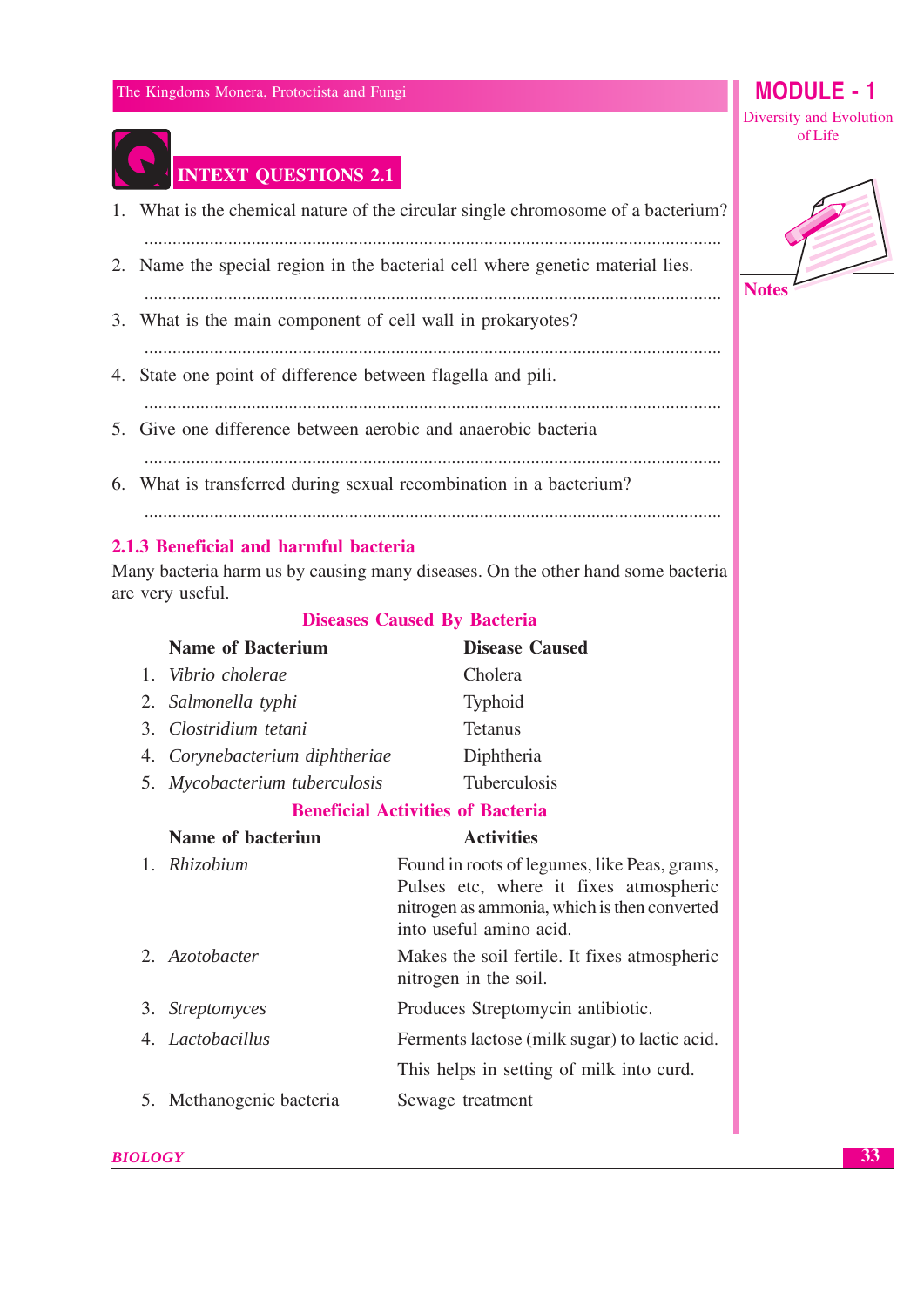## INTEXT QUESTIONS 2.1

1. What is the chemical nature of the circular single chromosome of a bacterium?

   ..........................................................................................................................

2. Name the special region in the bacterial cell where genetic material lies.

   ..........................................................................................................................

3. What is the main component of cell wall in prokaryotes?

   ..........................................................................................................................

4. State one point of difference between flagella and pili.

   ..........................................................................................................................

5. Give one difference between aerobic and anaerobic bacteria

   ..........................................................................................................................

6. What is transferred during sexual recombination in a bacterium?

   ..........................................................................................................................

### 2.1.3 Beneficial and harmful bacteria

Many bacteria harm us by causing many diseases. On the other hand some bacteria are very useful.

**Diseases Caused By Bacteria**

| | Name of Bacterium | Disease Caused |
|---|---|---|
| 1. | *Vibrio cholerae* | Cholera |
| 2. | *Salmonella typhi* | Typhoid |
| 3. | *Clostridium tetani* | Tetanus |
| 4. | *Corynebacterium diphtheriae* | Diphtheria |
| 5. | *Mycobacterium tuberculosis* | Tuberculosis |

**Beneficial Activities of Bacteria**

| | Name of bacteriun | Activities |
|---|---|---|
| 1. | *Rhizobium* | Found in roots of legumes, like Peas, grams, Pulses etc, where it fixes atmospheric nitrogen as ammonia, which is then converted into useful amino acid. |
| 2. | *Azotobacter* | Makes the soil fertile. It fixes atmospheric nitrogen in the soil. |
| 3. | *Streptomyces* | Produces Streptomycin antibiotic. |
| 4. | *Lactobacillus* | Ferments lactose (milk sugar) to lactic acid. This helps in setting of milk into curd. |
| 5. | Methanogenic bacteria | Sewage treatment |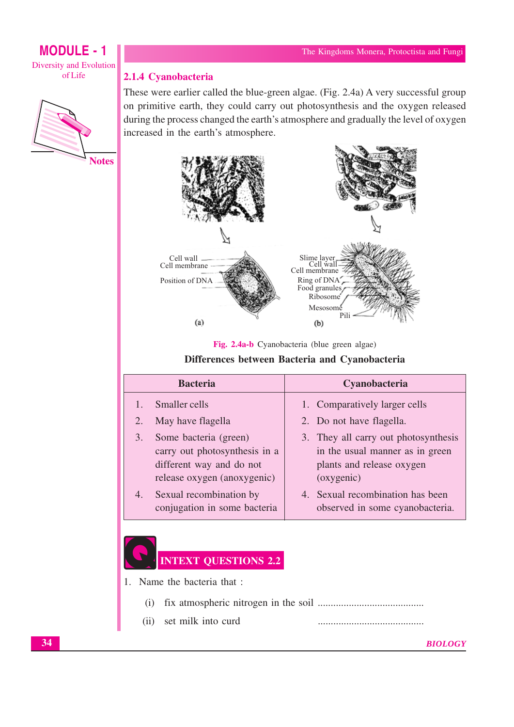### 2.1.4 Cyanobacteria

These were earlier called the blue-green algae. (Fig. 2.4a) A very successful group on primitive earth, they could carry out photosynthesis and the oxygen released during the process changed the earth's atmosphere and gradually the level of oxygen increased in the earth's atmosphere.

Cell wall
Cell membrane
Position of DNA
(a)

Slime layer
Cell wall
Cell membrane
Ring of DNA
Food granules
Ribosome
Mesosome
Pili
(b)

**Fig. 2.4a-b** Cyanobacteria (blue green algae)

**Differences between Bacteria and Cyanobacteria**

| Bacteria | Cyanobacteria |
|---|---|
| 1. Smaller cells | 1. Comparatively larger cells |
| 2. May have flagella | 2. Do not have flagella. |
| 3. Some bacteria (green) carry out photosynthesis in a different way and do not release oxygen (anoxygenic) | 3. They all carry out photosynthesis in the usual manner as in green plants and release oxygen (oxygenic) |
| 4. Sexual recombination by conjugation in some bacteria | 4. Sexual recombination has been observed in some cyanobacteria. |

## INTEXT QUESTIONS 2.2

1. Name the bacteria that :

   (i) fix atmospheric nitrogen in the soil .........................................

   (ii) set milk into curd .........................................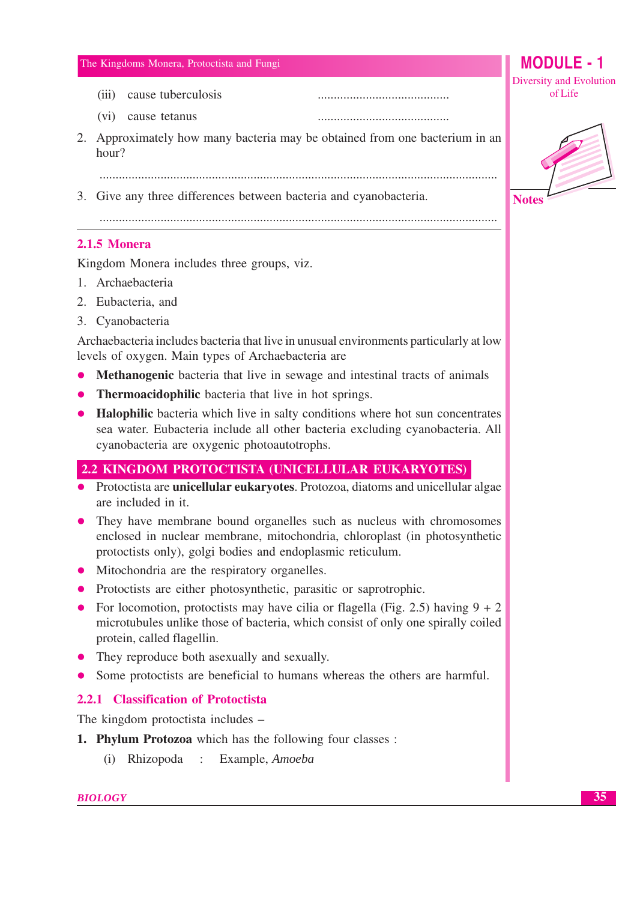(iii) cause tuberculosis .........................................

(vi) cause tetanus .........................................

2. Approximately how many bacteria may be obtained from one bacterium in an hour?

..........................................................................................................................

3. Give any three differences between bacteria and cyanobacteria.

..........................................................................................................................

### 2.1.5 Monera

Kingdom Monera includes three groups, viz.

1. Archaebacteria
2. Eubacteria, and
3. Cyanobacteria

Archaebacteria includes bacteria that live in unusual environments particularly at low levels of oxygen. Main types of Archaebacteria are

- **Methanogenic** bacteria that live in sewage and intestinal tracts of animals
- **Thermoacidophilic** bacteria that live in hot springs.
- **Halophilic** bacteria which live in salty conditions where hot sun concentrates sea water. Eubacteria include all other bacteria excluding cyanobacteria. All cyanobacteria are oxygenic photoautotrophs.

## 2.2 KINGDOM PROTOCTISTA (UNICELLULAR EUKARYOTES)

- Protoctista are **unicellular eukaryotes**. Protozoa, diatoms and unicellular algae are included in it.
- They have membrane bound organelles such as nucleus with chromosomes enclosed in nuclear membrane, mitochondria, chloroplast (in photosynthetic protoctists only), golgi bodies and endoplasmic reticulum.
- Mitochondria are the respiratory organelles.
- Protoctists are either photosynthetic, parasitic or saprotrophic.
- For locomotion, protoctists may have cilia or flagella (Fig. 2.5) having 9 + 2 microtubules unlike those of bacteria, which consist of only one spirally coiled protein, called flagellin.
- They reproduce both asexually and sexually.
- Some protoctists are beneficial to humans whereas the others are harmful.

### 2.2.1 Classification of Protoctista

The kingdom protoctista includes –

1. **Phylum Protozoa** which has the following four classes :

   (i) Rhizopoda : Example, *Amoeba*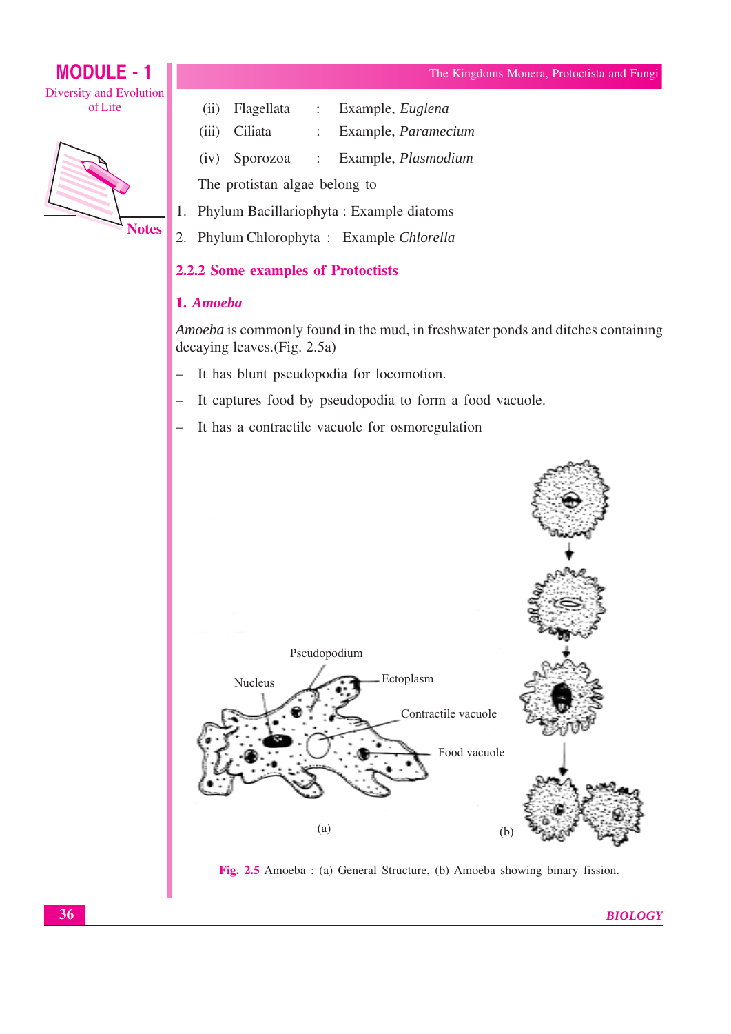(ii) Flagellata : Example, *Euglena*

(iii) Ciliata : Example, *Paramecium*

(iv) Sporozoa : Example, *Plasmodium*

The protistan algae belong to

1. Phylum Bacillariophyta : Example diatoms
2. Phylum Chlorophyta : Example *Chlorella*

### 2.2.2 Some examples of Protoctists

#### 1. *Amoeba*

*Amoeba* is commonly found in the mud, in freshwater ponds and ditches containing decaying leaves.(Fig. 2.5a)

- It has blunt pseudopodia for locomotion.
- It captures food by pseudopodia to form a food vacuole.
- It has a contractile vacuole for osmoregulation

Pseudopodium
Nucleus
Ectoplasm
Contractile vacuole
Food vacuole
(a)
(b)

**Fig. 2.5** Amoeba : (a) General Structure, (b) Amoeba showing binary fission.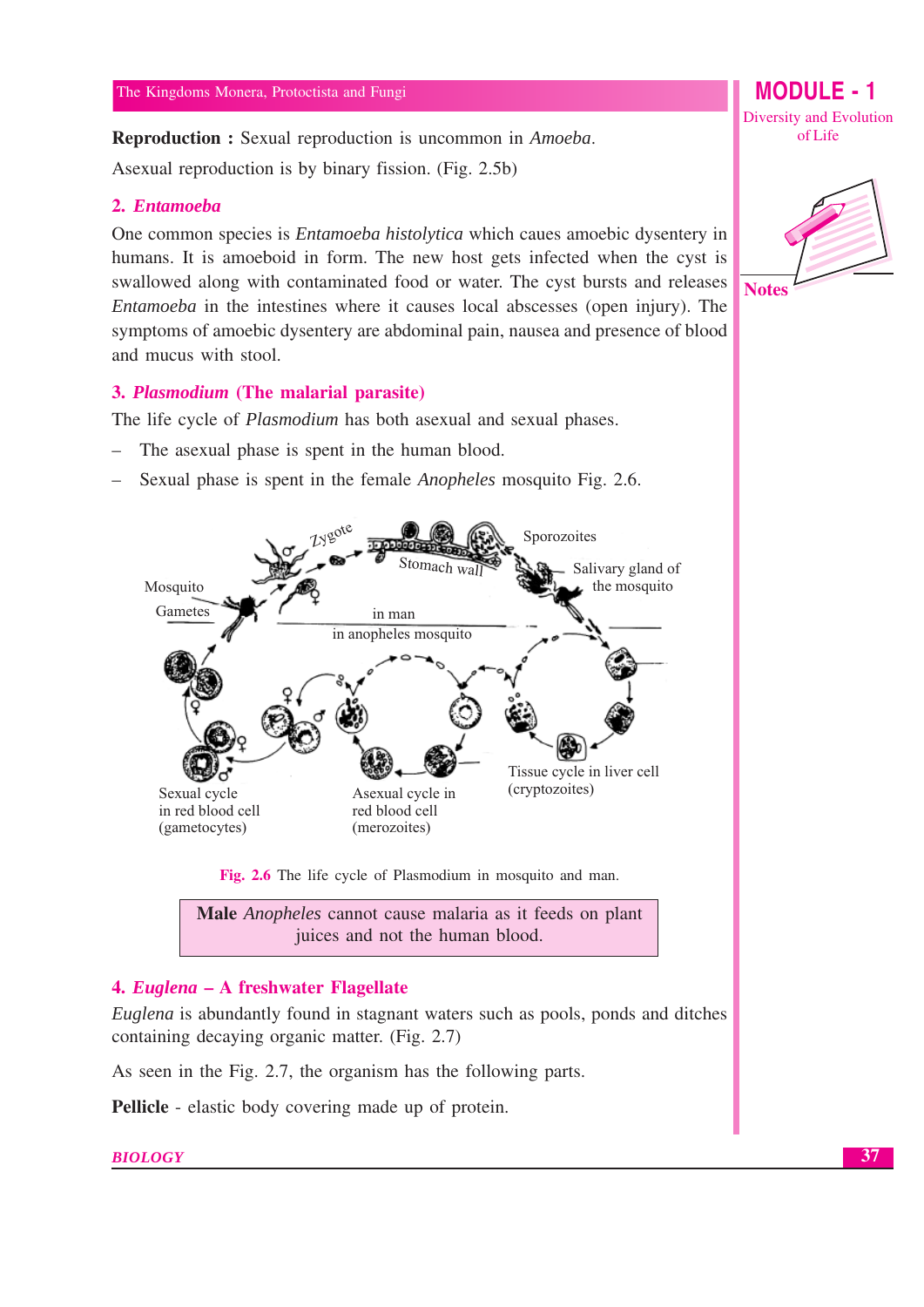**Reproduction :** Sexual reproduction is uncommon in *Amoeba*.

Asexual reproduction is by binary fission. (Fig. 2.5b)

### 2. *Entamoeba*

One common species is *Entamoeba histolytica* which caues amoebic dysentery in humans. It is amoeboid in form. The new host gets infected when the cyst is swallowed along with contaminated food or water. The cyst bursts and releases *Entamoeba* in the intestines where it causes local abscesses (open injury). The symptoms of amoebic dysentery are abdominal pain, nausea and presence of blood and mucus with stool.

### 3. *Plasmodium* (The malarial parasite)

The life cycle of *Plasmodium* has both asexual and sexual phases.

- The asexual phase is spent in the human blood.
- Sexual phase is spent in the female *Anopheles* mosquito Fig. 2.6.

Fig. 2.6 The life cycle of Plasmodium in mosquito and man.

> **Male** *Anopheles* cannot cause malaria as it feeds on plant juices and not the human blood.

### 4. *Euglena* – A freshwater Flagellate

*Euglena* is abundantly found in stagnant waters such as pools, ponds and ditches containing decaying organic matter. (Fig. 2.7)

As seen in the Fig. 2.7, the organism has the following parts.

**Pellicle** - elastic body covering made up of protein.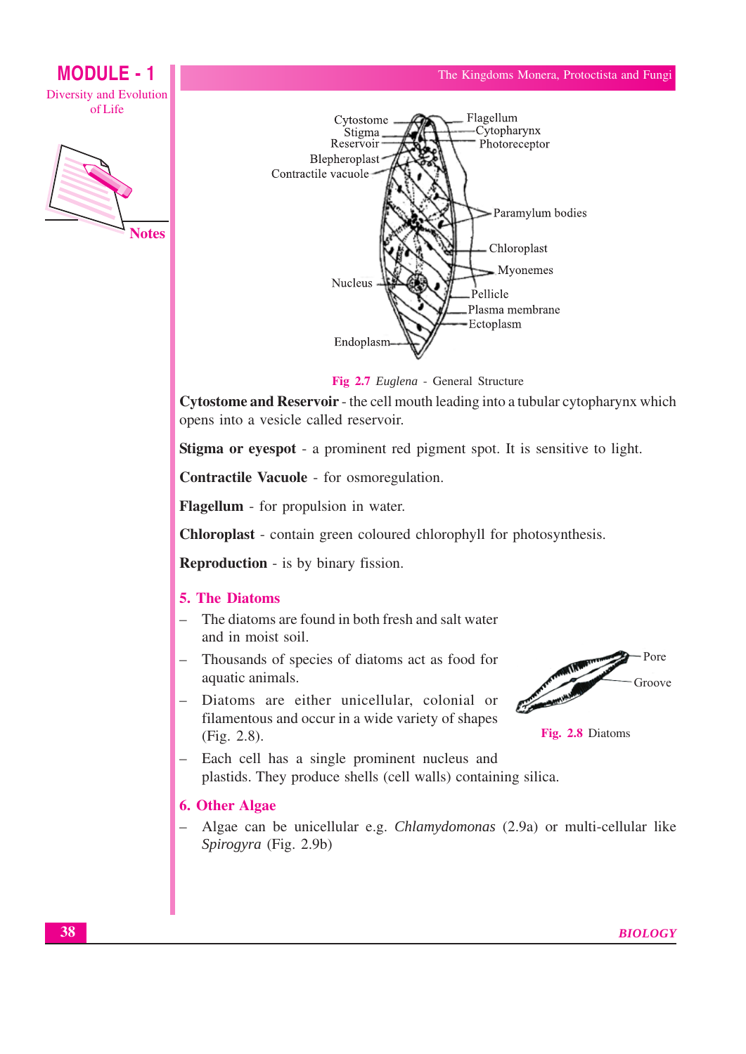Cytostome
Stigma
Reservoir
Blepheroplast
Contractile vacuole
Flagellum
Cytopharynx
Photoreceptor
Paramylum bodies
Chloroplast
Myonemes
Nucleus
Pellicle
Plasma membrane
Ectoplasm
Endoplasm

Fig 2.7 *Euglena* - General Structure

**Cytostome and Reservoir** - the cell mouth leading into a tubular cytopharynx which opens into a vesicle called reservoir.

**Stigma or eyespot** - a prominent red pigment spot. It is sensitive to light.

**Contractile Vacuole** - for osmoregulation.

**Flagellum** - for propulsion in water.

**Chloroplast** - contain green coloured chlorophyll for photosynthesis.

**Reproduction** - is by binary fission.

## 5. The Diatoms

- The diatoms are found in both fresh and salt water and in moist soil.
- Thousands of species of diatoms act as food for aquatic animals.
- Diatoms are either unicellular, colonial or filamentous and occur in a wide variety of shapes (Fig. 2.8).
- Each cell has a single prominent nucleus and plastids. They produce shells (cell walls) containing silica.

Pore
Groove

Fig. 2.8 Diatoms

## 6. Other Algae

- Algae can be unicellular e.g. *Chlamydomonas* (2.9a) or multi-cellular like *Spirogyra* (Fig. 2.9b)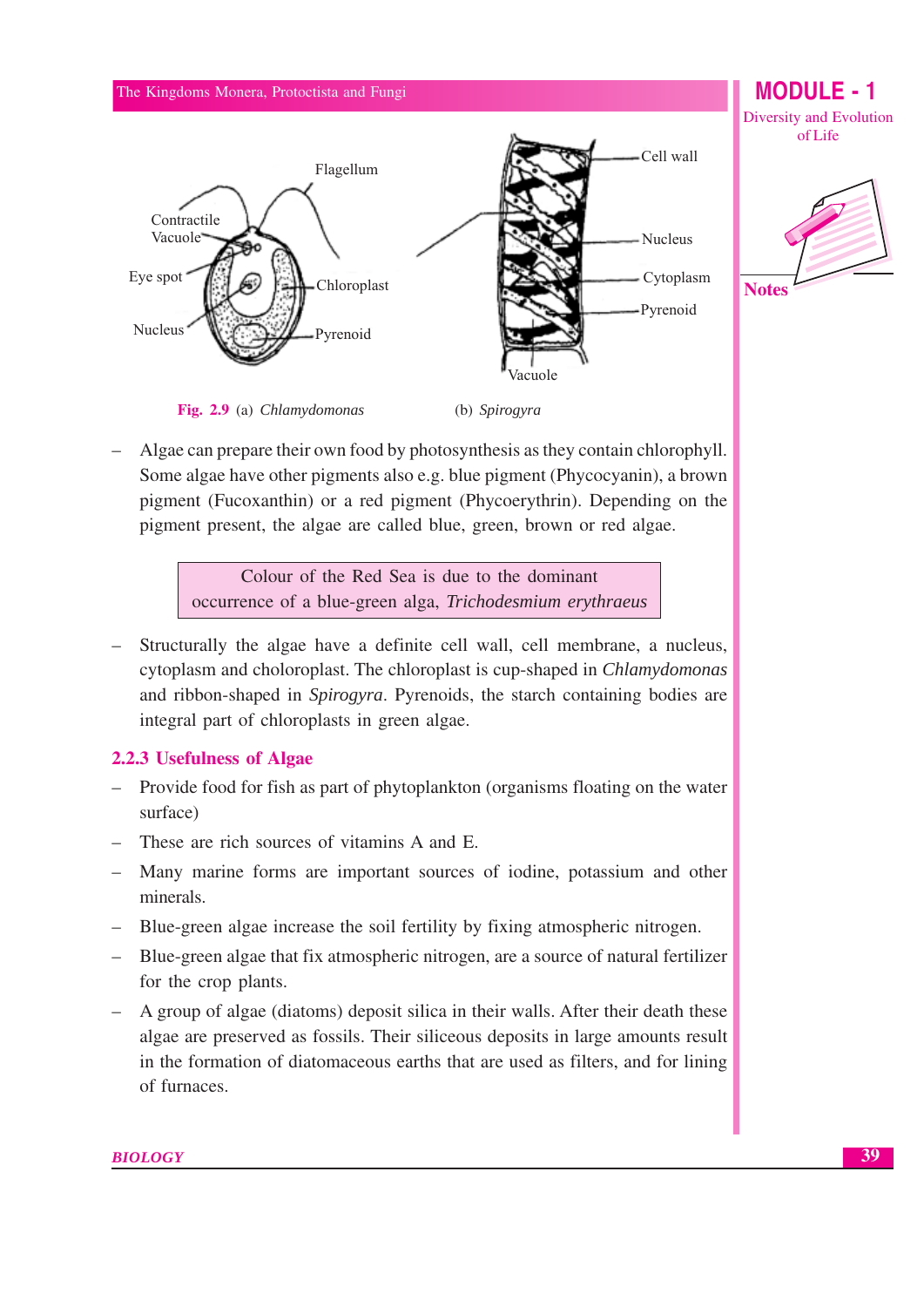Flagellum

Contractile Vacuole

Eye spot

Nucleus

Chloroplast

Pyrenoid

Cell wall

Nucleus

Cytoplasm

Pyrenoid

Vacuole

**Fig. 2.9** (a) *Chlamydomonas* (b) *Spirogyra*

– Algae can prepare their own food by photosynthesis as they contain chlorophyll. Some algae have other pigments also e.g. blue pigment (Phycocyanin), a brown pigment (Fucoxanthin) or a red pigment (Phycoerythrin). Depending on the pigment present, the algae are called blue, green, brown or red algae.

> Colour of the Red Sea is due to the dominant occurrence of a blue-green alga, *Trichodesmium erythraeus*

– Structurally the algae have a definite cell wall, cell membrane, a nucleus, cytoplasm and choloroplast. The chloroplast is cup-shaped in *Chlamydomonas* and ribbon-shaped in *Spirogyra*. Pyrenoids, the starch containing bodies are integral part of chloroplasts in green algae.

### 2.2.3 Usefulness of Algae

– Provide food for fish as part of phytoplankton (organisms floating on the water surface)

– These are rich sources of vitamins A and E.

– Many marine forms are important sources of iodine, potassium and other minerals.

– Blue-green algae increase the soil fertility by fixing atmospheric nitrogen.

– Blue-green algae that fix atmospheric nitrogen, are a source of natural fertilizer for the crop plants.

– A group of algae (diatoms) deposit silica in their walls. After their death these algae are preserved as fossils. Their siliceous deposits in large amounts result in the formation of diatomaceous earths that are used as filters, and for lining of furnaces.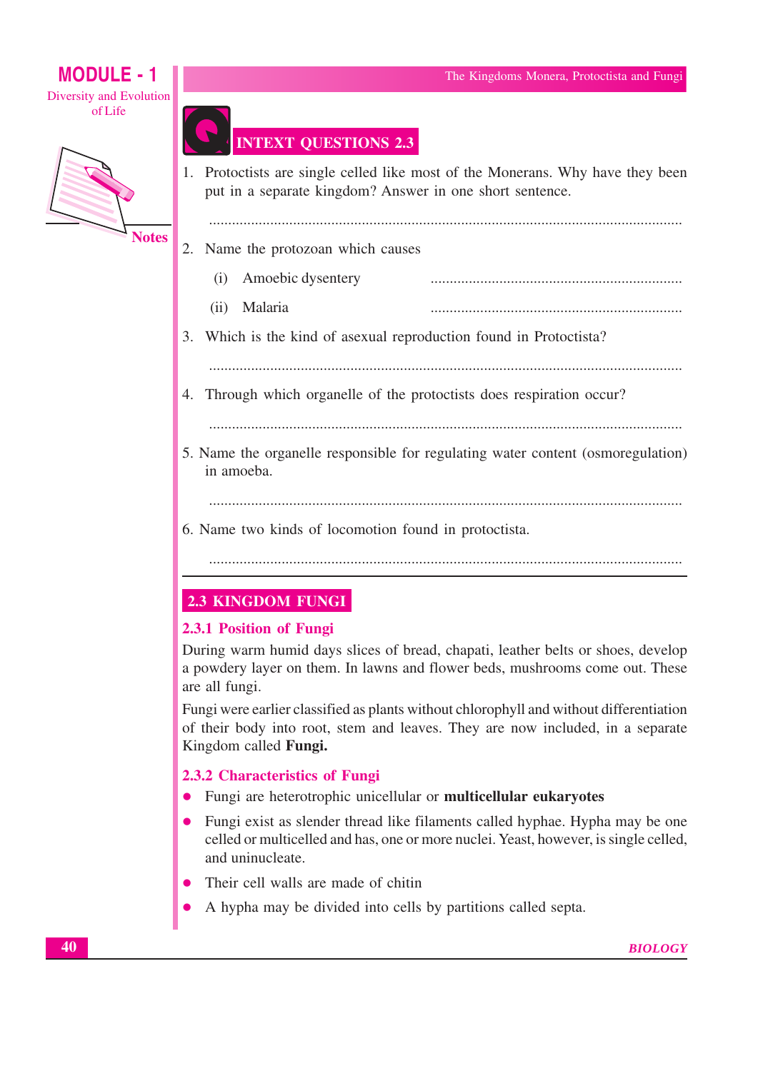## INTEXT QUESTIONS 2.3

1. Protoctists are single celled like most of the Monerans. Why have they been put in a separate kingdom? Answer in one short sentence.

   ..........................................................................................................................

2. Name the protozoan which causes

   (i) Amoebic dysentery ..................................................................

   (ii) Malaria ..................................................................

3. Which is the kind of asexual reproduction found in Protoctista?

   ..........................................................................................................................

4. Through which organelle of the protoctists does respiration occur?

   ..........................................................................................................................

5. Name the organelle responsible for regulating water content (osmoregulation) in amoeba.

   ..........................................................................................................................

6. Name two kinds of locomotion found in protoctista.

   ..........................................................................................................................

## 2.3 KINGDOM FUNGI

### 2.3.1 Position of Fungi

During warm humid days slices of bread, chapati, leather belts or shoes, develop a powdery layer on them. In lawns and flower beds, mushrooms come out. These are all fungi.

Fungi were earlier classified as plants without chlorophyll and without differentiation of their body into root, stem and leaves. They are now included, in a separate Kingdom called **Fungi.**

### 2.3.2 Characteristics of Fungi

- Fungi are heterotrophic unicellular or **multicellular eukaryotes**
- Fungi exist as slender thread like filaments called hyphae. Hypha may be one celled or multicelled and has, one or more nuclei. Yeast, however, is single celled, and uninucleate.
- Their cell walls are made of chitin
- A hypha may be divided into cells by partitions called septa.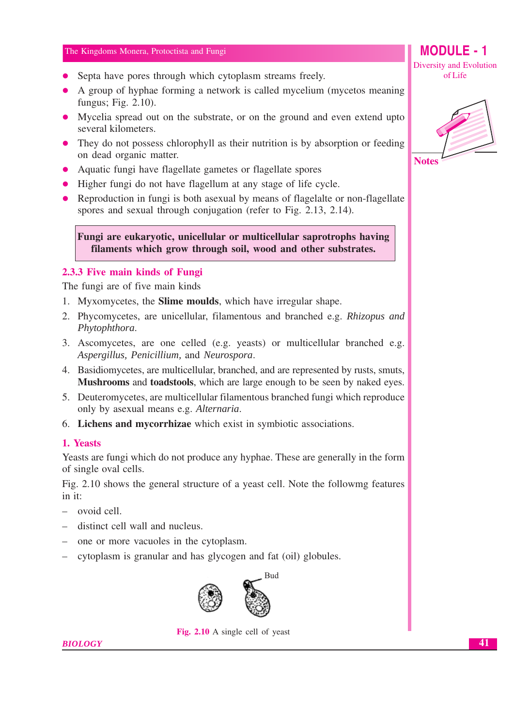- Septa have pores through which cytoplasm streams freely.
- A group of hyphae forming a network is called mycelium (mycetos meaning fungus; Fig. 2.10).
- Mycelia spread out on the substrate, or on the ground and even extend upto several kilometers.
- They do not possess chlorophyll as their nutrition is by absorption or feeding on dead organic matter.
- Aquatic fungi have flagellate gametes or flagellate spores
- Higher fungi do not have flagellum at any stage of life cycle.
- Reproduction in fungi is both asexual by means of flagelalte or non-flagellate spores and sexual through conjugation (refer to Fig. 2.13, 2.14).

**Fungi are eukaryotic, unicellular or multicellular saprotrophs having filaments which grow through soil, wood and other substrates.**

### 2.3.3 Five main kinds of Fungi

The fungi are of five main kinds

1. Myxomycetes, the **Slime moulds**, which have irregular shape.
2. Phycomycetes, are unicellular, filamentous and branched e.g. *Rhizopus and Phytophthora*.
3. Ascomycetes, are one celled (e.g. yeasts) or multicellular branched e.g. *Aspergillus, Penicillium,* and *Neurospora*.
4. Basidiomycetes, are multicellular, branched, and are represented by rusts, smuts, **Mushrooms** and **toadstools**, which are large enough to be seen by naked eyes.
5. Deuteromycetes, are multicellular filamentous branched fungi which reproduce only by asexual means e.g. *Alternaria*.
6. **Lichens and mycorrhizae** which exist in symbiotic associations.

### 1. Yeasts

Yeasts are fungi which do not produce any hyphae. These are generally in the form of single oval cells.

Fig. 2.10 shows the general structure of a yeast cell. Note the followmg features in it:

– ovoid cell.

– distinct cell wall and nucleus.

– one or more vacuoles in the cytoplasm.

– cytoplasm is granular and has glycogen and fat (oil) globules.

Bud

**Fig. 2.10** A single cell of yeast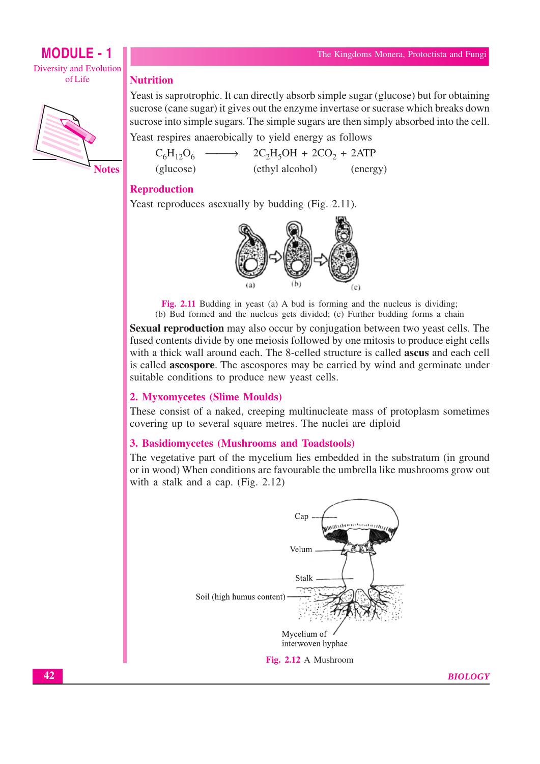### Nutrition

Yeast is saprotrophic. It can directly absorb simple sugar (glucose) but for obtaining sucrose (cane sugar) it gives out the enzyme invertase or sucrase which breaks down sucrose into simple sugars. The simple sugars are then simply absorbed into the cell.

Yeast respires anaerobically to yield energy as follows

$$\underset{\text{(glucose)}}{C_6H_{12}O_6} \longrightarrow \underset{\text{(ethyl alcohol)}}{2C_2H_5OH} + 2CO_2 + \underset{\text{(energy)}}{2ATP}$$

### Reproduction

Yeast reproduces asexually by budding (Fig. 2.11).

(a) (b) (c)

Fig. 2.11 Budding in yeast (a) A bud is forming and the nucleus is dividing; (b) Bud formed and the nucleus gets divided; (c) Further budding forms a chain

**Sexual reproduction** may also occur by conjugation between two yeast cells. The fused contents divide by one meiosis followed by one mitosis to produce eight cells with a thick wall around each. The 8-celled structure is called **ascus** and each cell is called **ascospore**. The ascospores may be carried by wind and germinate under suitable conditions to produce new yeast cells.

### 2. Myxomycetes (Slime Moulds)

These consist of a naked, creeping multinucleate mass of protoplasm sometimes covering up to several square metres. The nuclei are diploid

### 3. Basidiomycetes (Mushrooms and Toadstools)

The vegetative part of the mycelium lies embedded in the substratum (in ground or in wood) When conditions are favourable the umbrella like mushrooms grow out with a stalk and a cap. (Fig. 2.12)

Cap

Velum

Stalk

Soil (high humus content)

Mycelium of interwoven hyphae

Fig. 2.12 A Mushroom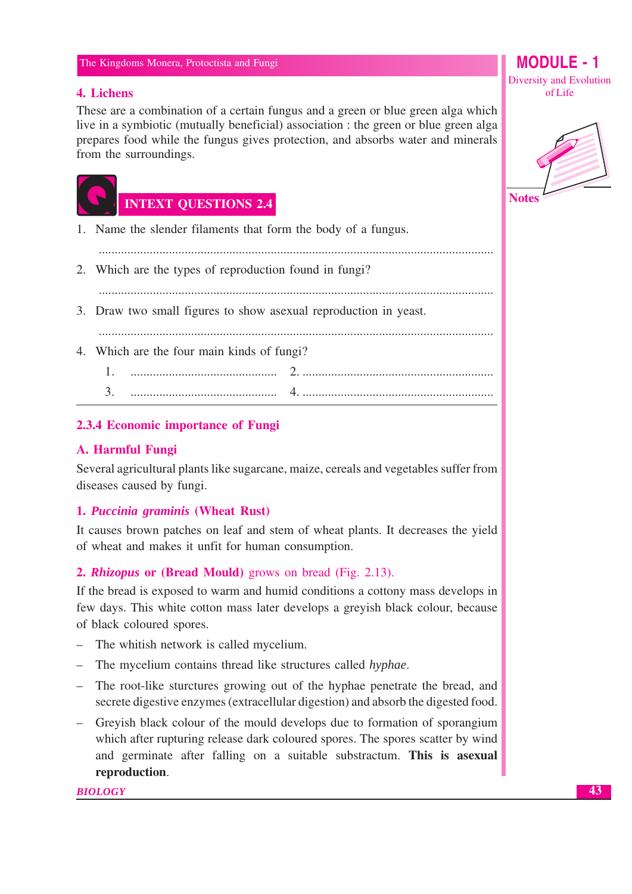## 4. Lichens

These are a combination of a certain fungus and a green or blue green alga which live in a symbiotic (mutually beneficial) association : the green or blue green alga prepares food while the fungus gives protection, and absorbs water and minerals from the surroundings.

### INTEXT QUESTIONS 2.4

1. Name the slender filaments that form the body of a fungus.

   ..........................................................................................................................

2. Which are the types of reproduction found in fungi?

   ..........................................................................................................................

3. Draw two small figures to show asexual reproduction in yeast.

   ..........................................................................................................................

4. Which are the four main kinds of fungi?

   1. .............................................. 2. ...........................................................

   3. .............................................. 4. ...........................................................

### 2.3.4 Economic importance of Fungi

#### A. Harmful Fungi

Several agricultural plants like sugarcane, maize, cereals and vegetables suffer from diseases caused by fungi.

**1. *Puccinia graminis* (Wheat Rust)**

It causes brown patches on leaf and stem of wheat plants. It decreases the yield of wheat and makes it unfit for human consumption.

**2. *Rhizopus* or (Bread Mould)** grows on bread (Fig. 2.13).

If the bread is exposed to warm and humid conditions a cottony mass develops in few days. This white cotton mass later develops a greyish black colour, because of black coloured spores.

- The whitish network is called mycelium.
- The mycelium contains thread like structures called *hyphae*.
- The root-like sturctures growing out of the hyphae penetrate the bread, and secrete digestive enzymes (extracellular digestion) and absorb the digested food.
- Greyish black colour of the mould develops due to formation of sporangium which after rupturing release dark coloured spores. The spores scatter by wind and germinate after falling on a suitable substractum. **This is asexual reproduction**.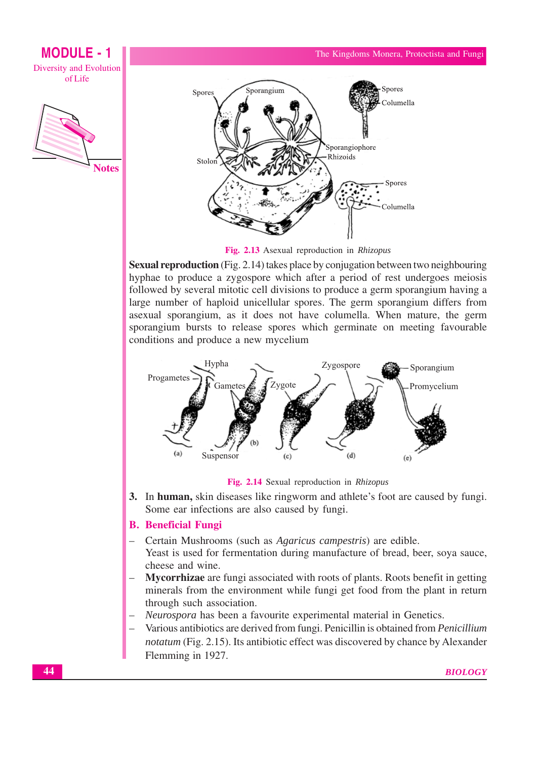Spores
Sporangium
Spores
Columella
Sporangiophore
Rhizoids
Stolon
Spores
Columella

**Fig. 2.13** Asexual reproduction in *Rhizopus*

**Sexual reproduction** (Fig. 2.14) takes place by conjugation between two neighbouring hyphae to produce a zygospore which after a period of rest undergoes meiosis followed by several mitotic cell divisions to produce a germ sporangium having a large number of haploid unicellular spores. The germ sporangium differs from asexual sporangium, as it does not have columella. When mature, the germ sporangium bursts to release spores which germinate on meeting favourable conditions and produce a new mycelium

Hypha
Progametes
Gametes
Zygote
Zygospore
Sporangium
Promycelium
(a)
Suspensor
(b)
(c)
(d)
(e)

**Fig. 2.14** Sexual reproduction in *Rhizopus*

3. In **human,** skin diseases like ringworm and athlete's foot are caused by fungi. Some ear infections are also caused by fungi.

## B. Beneficial Fungi

- Certain Mushrooms (such as *Agaricus campestris*) are edible.
  Yeast is used for fermentation during manufacture of bread, beer, soya sauce, cheese and wine.
- **Mycorrhizae** are fungi associated with roots of plants. Roots benefit in getting minerals from the environment while fungi get food from the plant in return through such association.
- *Neurospora* has been a favourite experimental material in Genetics.
- Various antibiotics are derived from fungi. Penicillin is obtained from *Penicillium notatum* (Fig. 2.15). Its antibiotic effect was discovered by chance by Alexander Flemming in 1927.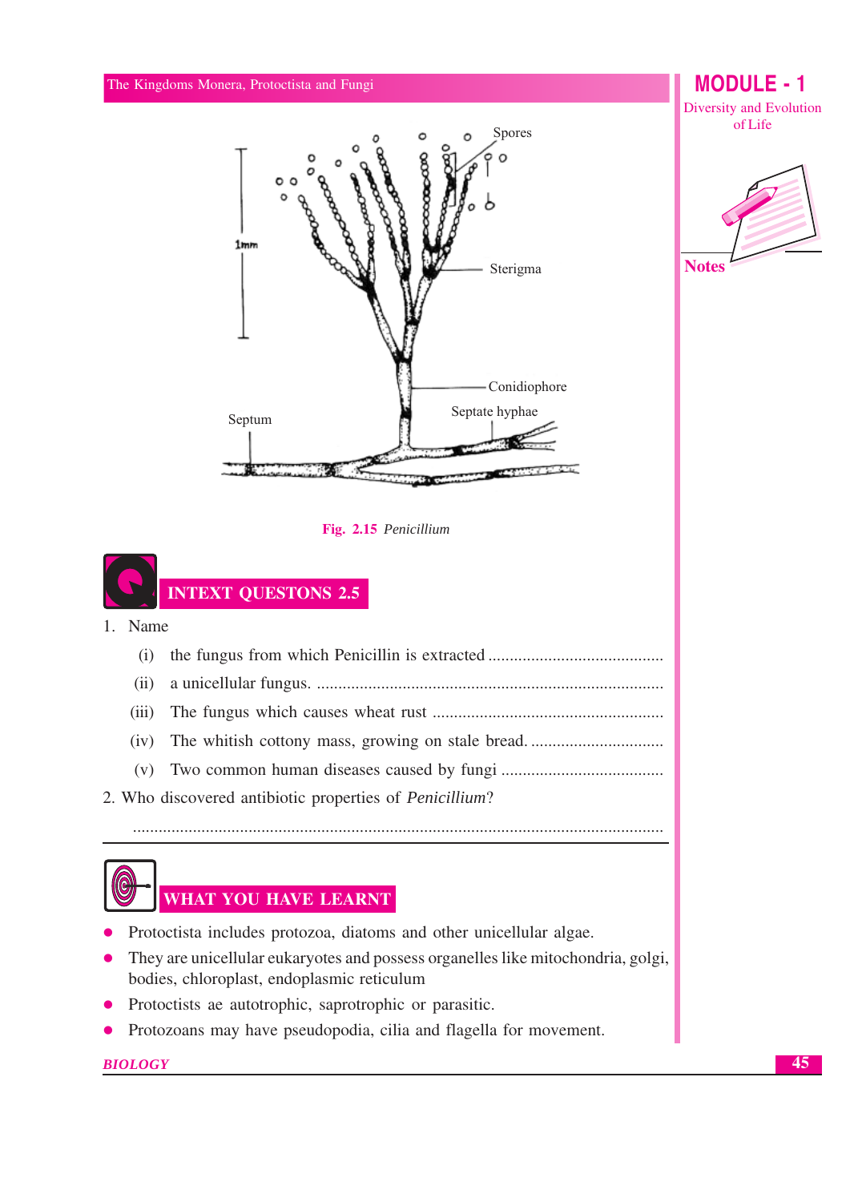Spores

1mm

Sterigma

Conidiophore

Septate hyphae

Septum

**Fig. 2.15** *Penicillium*

## INTEXT QUESTONS 2.5

1. Name
   (i) the fungus from which Penicillin is extracted ........................................
   (ii) a unicellular fungus. ................................................................................
   (iii) The fungus which causes wheat rust .....................................................
   (iv) The whitish cottony mass, growing on stale bread. ..............................
   (v) Two common human diseases caused by fungi .....................................
2. Who discovered antibiotic properties of *Penicillium*?

   ..........................................................................................................................

## WHAT YOU HAVE LEARNT

- Protoctista includes protozoa, diatoms and other unicellular algae.
- They are unicellular eukaryotes and possess organelles like mitochondria, golgi, bodies, chloroplast, endoplasmic reticulum
- Protoctists ae autotrophic, saprotrophic or parasitic.
- Protozoans may have pseudopodia, cilia and flagella for movement.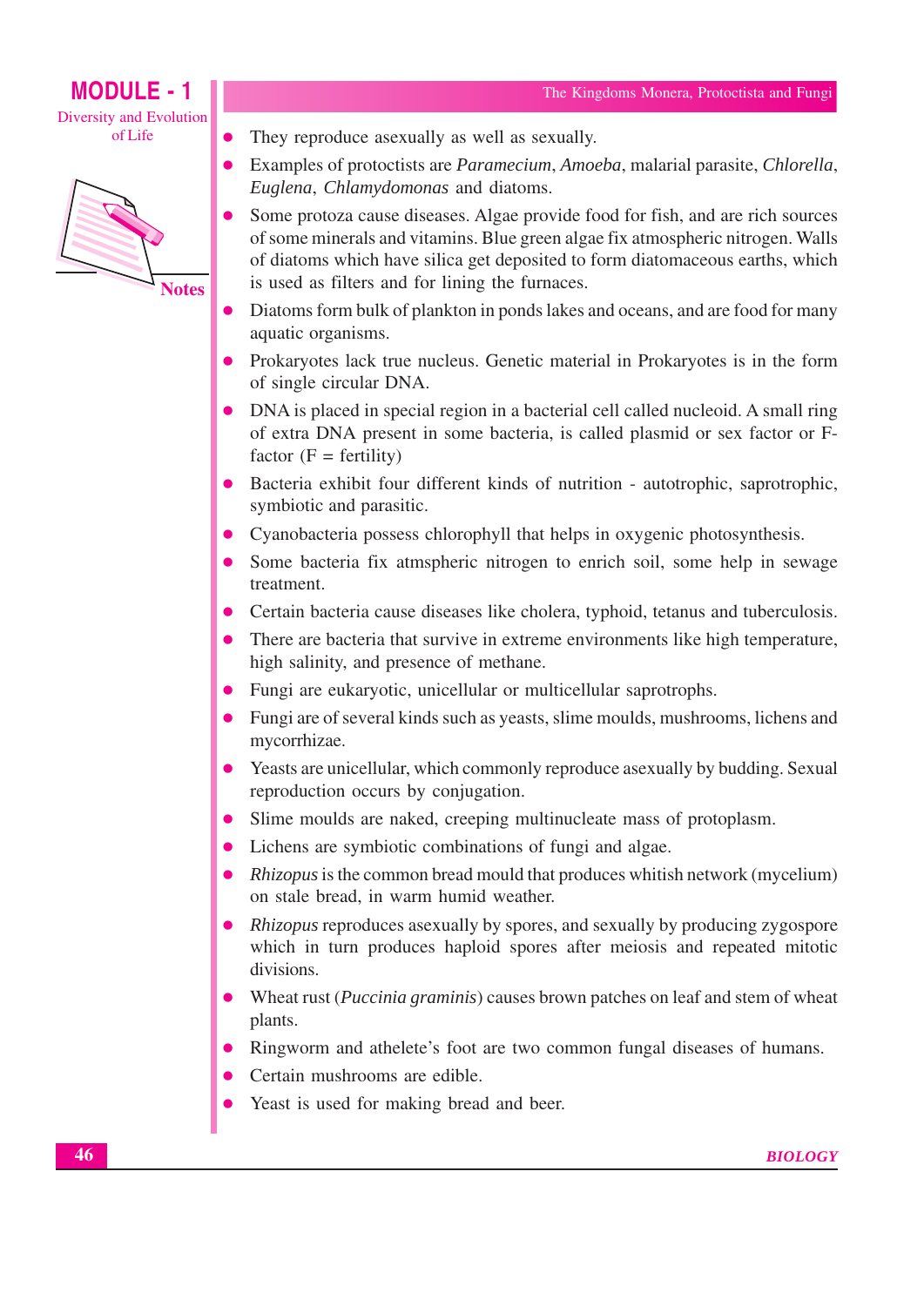- They reproduce asexually as well as sexually.
- Examples of protoctists are *Paramecium*, *Amoeba*, malarial parasite, *Chlorella*, *Euglena*, *Chlamydomonas* and diatoms.
- Some protoza cause diseases. Algae provide food for fish, and are rich sources of some minerals and vitamins. Blue green algae fix atmospheric nitrogen. Walls of diatoms which have silica get deposited to form diatomaceous earths, which is used as filters and for lining the furnaces.
- Diatoms form bulk of plankton in ponds lakes and oceans, and are food for many aquatic organisms.
- Prokaryotes lack true nucleus. Genetic material in Prokaryotes is in the form of single circular DNA.
- DNA is placed in special region in a bacterial cell called nucleoid. A small ring of extra DNA present in some bacteria, is called plasmid or sex factor or F-factor (F = fertility)
- Bacteria exhibit four different kinds of nutrition - autotrophic, saprotrophic, symbiotic and parasitic.
- Cyanobacteria possess chlorophyll that helps in oxygenic photosynthesis.
- Some bacteria fix atmspheric nitrogen to enrich soil, some help in sewage treatment.
- Certain bacteria cause diseases like cholera, typhoid, tetanus and tuberculosis.
- There are bacteria that survive in extreme environments like high temperature, high salinity, and presence of methane.
- Fungi are eukaryotic, unicellular or multicellular saprotrophs.
- Fungi are of several kinds such as yeasts, slime moulds, mushrooms, lichens and mycorrhizae.
- Yeasts are unicellular, which commonly reproduce asexually by budding. Sexual reproduction occurs by conjugation.
- Slime moulds are naked, creeping multinucleate mass of protoplasm.
- Lichens are symbiotic combinations of fungi and algae.
- *Rhizopus* is the common bread mould that produces whitish network (mycelium) on stale bread, in warm humid weather.
- *Rhizopus* reproduces asexually by spores, and sexually by producing zygospore which in turn produces haploid spores after meiosis and repeated mitotic divisions.
- Wheat rust (*Puccinia graminis*) causes brown patches on leaf and stem of wheat plants.
- Ringworm and athelete's foot are two common fungal diseases of humans.
- Certain mushrooms are edible.
- Yeast is used for making bread and beer.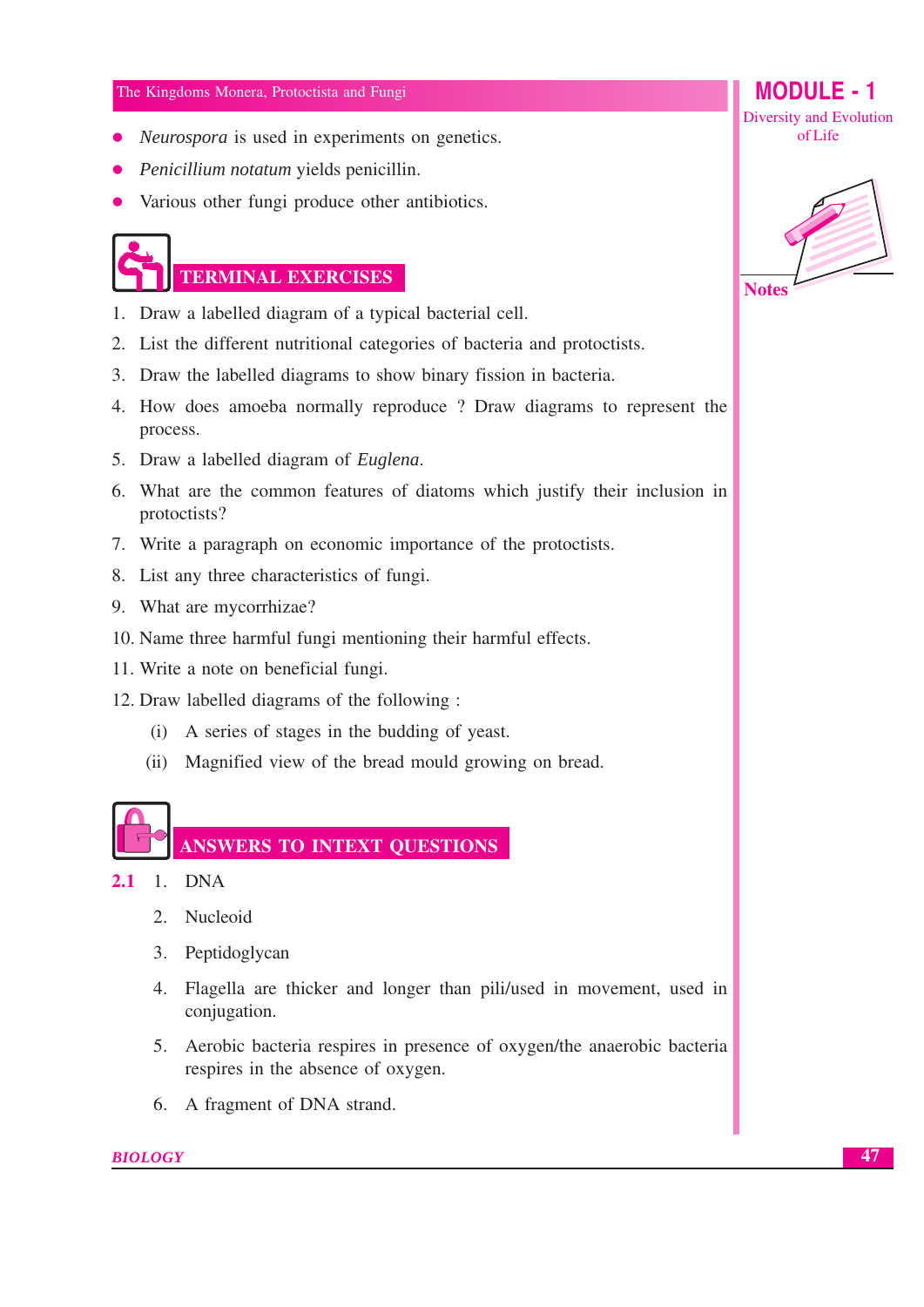- *Neurospora* is used in experiments on genetics.
- *Penicillium notatum* yields penicillin.
- Various other fungi produce other antibiotics.

## TERMINAL EXERCISES

1. Draw a labelled diagram of a typical bacterial cell.
2. List the different nutritional categories of bacteria and protoctists.
3. Draw the labelled diagrams to show binary fission in bacteria.
4. How does amoeba normally reproduce ? Draw diagrams to represent the process.
5. Draw a labelled diagram of *Euglena*.
6. What are the common features of diatoms which justify their inclusion in protoctists?
7. Write a paragraph on economic importance of the protoctists.
8. List any three characteristics of fungi.
9. What are mycorrhizae?
10. Name three harmful fungi mentioning their harmful effects.
11. Write a note on beneficial fungi.
12. Draw labelled diagrams of the following :
    - (i) A series of stages in the budding of yeast.
    - (ii) Magnified view of the bread mould growing on bread.

## ANSWERS TO INTEXT QUESTIONS

**2.1**

1. DNA
2. Nucleoid
3. Peptidoglycan
4. Flagella are thicker and longer than pili/used in movement, used in conjugation.
5. Aerobic bacteria respires in presence of oxygen/the anaerobic bacteria respires in the absence of oxygen.
6. A fragment of DNA strand.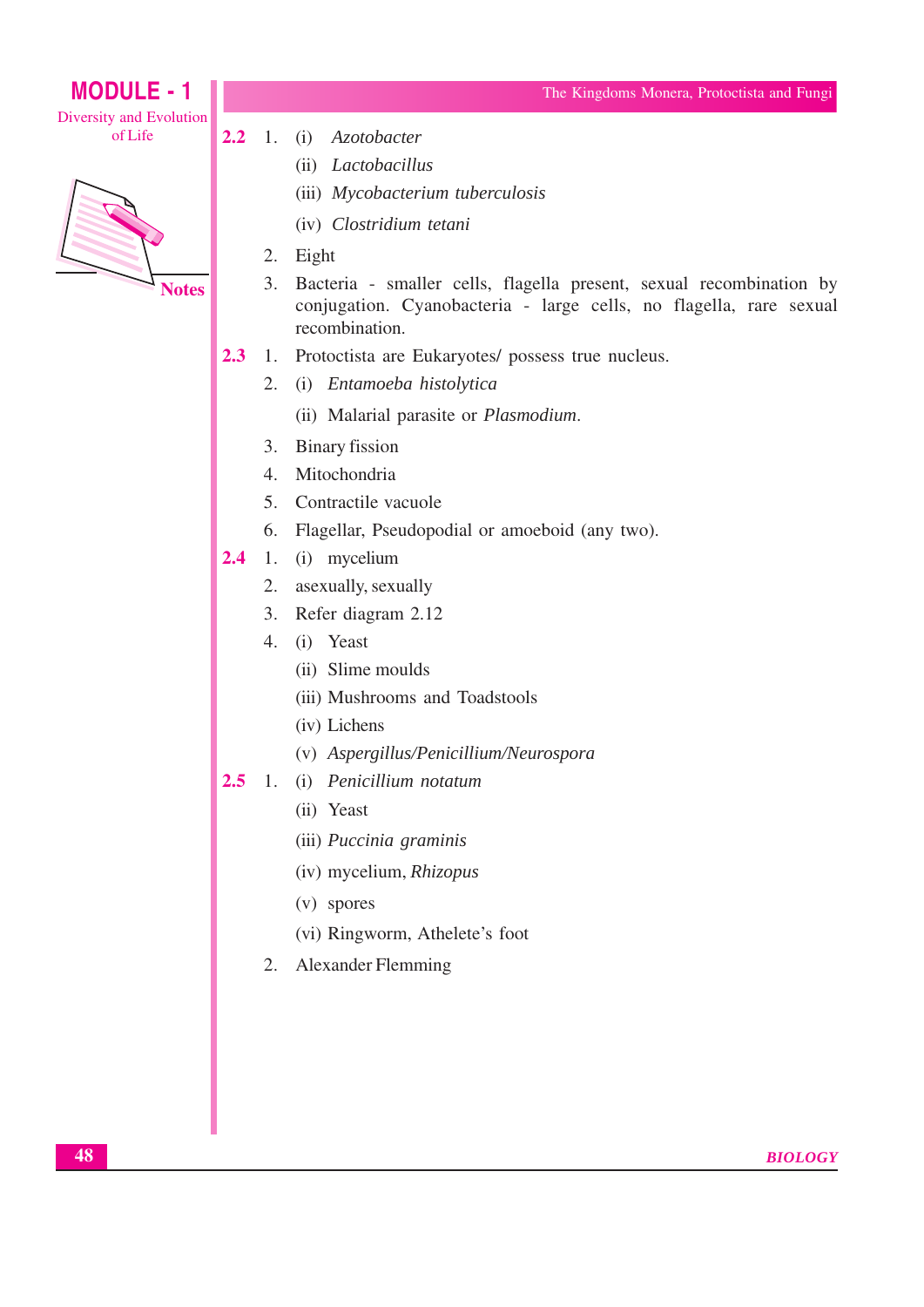**2.2** 1. (i) *Azotobacter*

(ii) *Lactobacillus*

(iii) *Mycobacterium tuberculosis*

(iv) *Clostridium tetani*

2. Eight

3. Bacteria - smaller cells, flagella present, sexual recombination by conjugation. Cyanobacteria - large cells, no flagella, rare sexual recombination.

**2.3** 1. Protoctista are Eukaryotes/ possess true nucleus.

2. (i) *Entamoeba histolytica*

(ii) Malarial parasite or *Plasmodium*.

3. Binary fission

4. Mitochondria

5. Contractile vacuole

6. Flagellar, Pseudopodial or amoeboid (any two).

**2.4** 1. (i) mycelium

2. asexually, sexually

3. Refer diagram 2.12

4. (i) Yeast

(ii) Slime moulds

(iii) Mushrooms and Toadstools

(iv) Lichens

(v) *Aspergillus/Penicillium/Neurospora*

**2.5** 1. (i) *Penicillium notatum*

(ii) Yeast

(iii) *Puccinia graminis*

(iv) mycelium, *Rhizopus*

(v) spores

(vi) Ringworm, Athelete's foot

2. Alexander Flemming